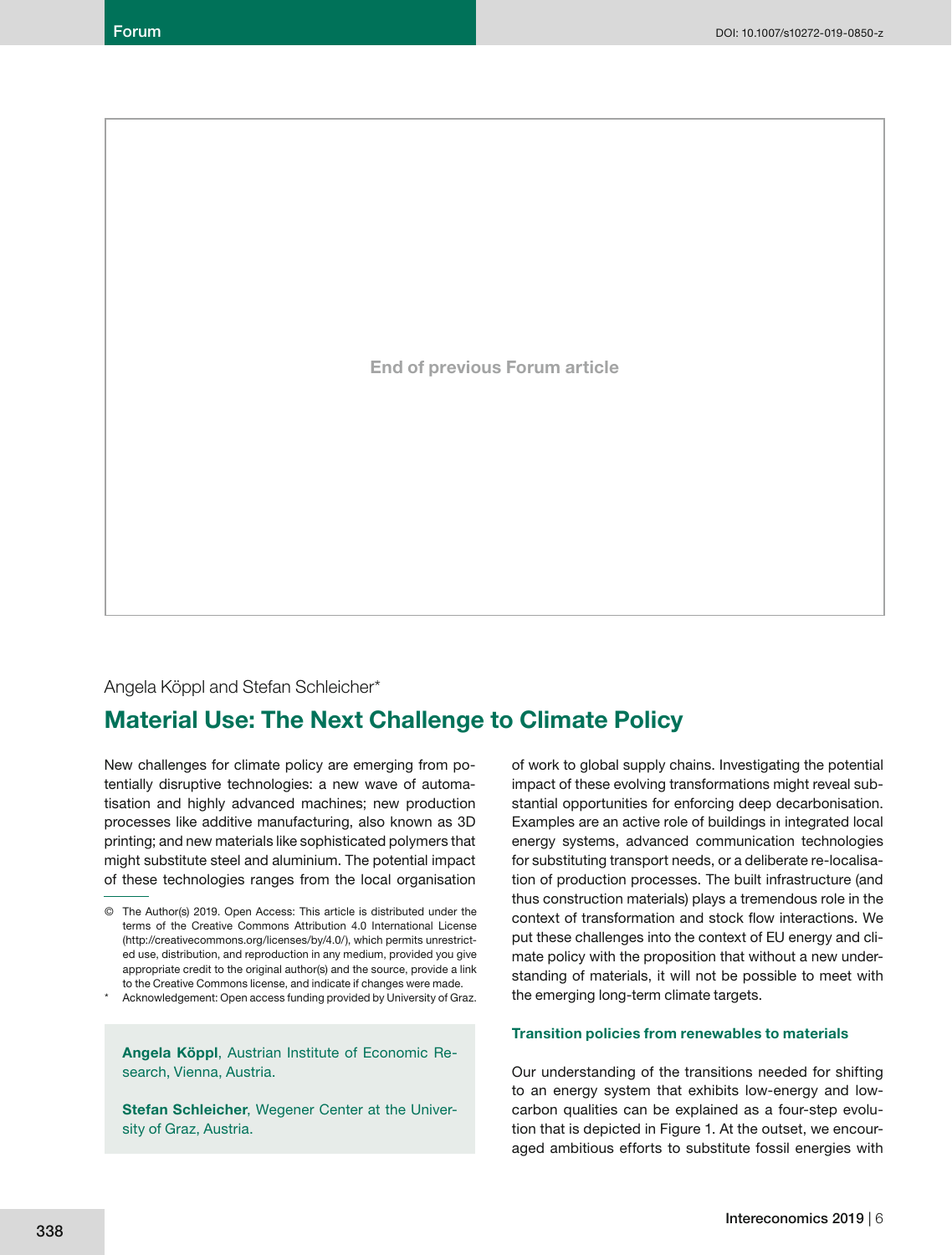End of previous Forum article

Angela Köppl and Stefan Schleicher*

# Material Use: The Next Challenge to Climate Policy

New challenges for climate policy are emerging from potentially disruptive technologies: a new wave of automatisation and highly advanced machines; new production processes like additive manufacturing, also known as 3D printing; and new materials like sophisticated polymers that might substitute steel and aluminium. The potential impact of these technologies ranges from the local organisation of work to global supply chains. Investigating the potential impact of these evolving transformations might reveal substantial opportunities for enforcing deep decarbonisation. Examples are an active role of buildings in integrated local energy systems, advanced communication technologies for substituting transport needs, or a deliberate re-localisation of production processes. The built infrastructure (and thus construction materials) plays a tremendous role in the context of transformation and stock flow interactions. We put these challenges into the context of EU energy and climate policy with the proposition that without a new understanding of materials, it will not be possible to meet with the emerging long-term climate targets.

© The Author(s) 2019. Open Access: This article is distributed under the terms of the Creative Commons Attribution 4.0 International License (http://creativecommons.org/licenses/by/4.0/), which permits unrestricted use, distribution, and reproduction in any medium, provided you give appropriate credit to the original author(s) and the source, provide a link to the Creative Commons license, and indicate if changes were made.

\* Acknowledgement: Open access funding provided by University of Graz.

**Angela Köppl**, Austrian Institute of Economic Research, Vienna, Austria.

**Stefan Schleicher**, Wegener Center at the University of Graz, Austria.

## Transition policies from renewables to materials

Our understanding of the transitions needed for shifting to an energy system that exhibits low-energy and low-carbon qualities can be explained as a four-step evolution that is depicted in Figure 1. At the outset, we encouraged ambitious efforts to substitute fossil energies with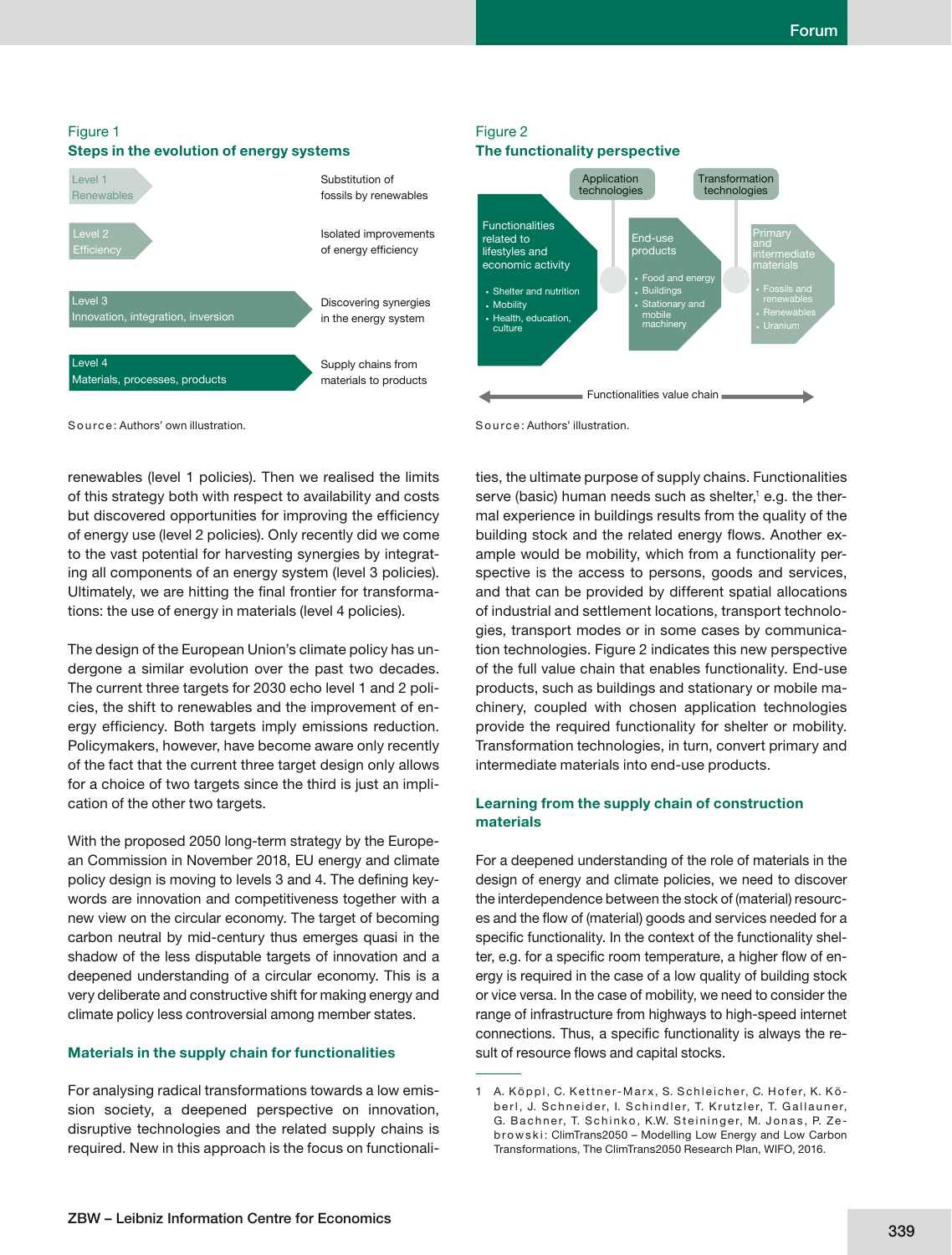Figure 1

**Steps in the evolution of energy systems**

| Level | Description |
| --- | --- |
| Level 1 Renewables | Substitution of fossils by renewables |
| Level 2 Efficiency | Isolated improvements of energy efficiency |
| Level 3 Innovation, integration, inversion | Discovering synergies in the energy system |
| Level 4 Materials, processes, products | Supply chains from materials to products |

Source: Authors' own illustration.

Figure 2

**The functionality perspective**

Application technologies

Transformation technologies

Functionalities related to lifestyles and economic activity
- Shelter and nutrition
- Mobility
- Health, education, culture

End-use products
- Food and energy
- Buildings
- Stationary and mobile machinery

Primary and intermediate materials
- Fossils and renewables
- Renewables
- Uranium

Functionalities value chain

Source: Authors' illustration.

renewables (level 1 policies). Then we realised the limits of this strategy both with respect to availability and costs but discovered opportunities for improving the efficiency of energy use (level 2 policies). Only recently did we come to the vast potential for harvesting synergies by integrating all components of an energy system (level 3 policies). Ultimately, we are hitting the final frontier for transformations: the use of energy in materials (level 4 policies).

The design of the European Union's climate policy has undergone a similar evolution over the past two decades. The current three targets for 2030 echo level 1 and 2 policies, the shift to renewables and the improvement of energy efficiency. Both targets imply emissions reduction. Policymakers, however, have become aware only recently of the fact that the current three target design only allows for a choice of two targets since the third is just an implication of the other two targets.

With the proposed 2050 long-term strategy by the European Commission in November 2018, EU energy and climate policy design is moving to levels 3 and 4. The defining keywords are innovation and competitiveness together with a new view on the circular economy. The target of becoming carbon neutral by mid-century thus emerges quasi in the shadow of the less disputable targets of innovation and a deepened understanding of a circular economy. This is a very deliberate and constructive shift for making energy and climate policy less controversial among member states.

## Materials in the supply chain for functionalities

For analysing radical transformations towards a low emission society, a deepened perspective on innovation, disruptive technologies and the related supply chains is required. New in this approach is the focus on functionalities, the ultimate purpose of supply chains. Functionalities serve (basic) human needs such as shelter,[1] e.g. the thermal experience in buildings results from the quality of the building stock and the related energy flows. Another example would be mobility, which from a functionality perspective is the access to persons, goods and services, and that can be provided by different spatial allocations of industrial and settlement locations, transport technologies, transport modes or in some cases by communication technologies. Figure 2 indicates this new perspective of the full value chain that enables functionality. End-use products, such as buildings and stationary or mobile machinery, coupled with chosen application technologies provide the required functionality for shelter or mobility. Transformation technologies, in turn, convert primary and intermediate materials into end-use products.

## Learning from the supply chain of construction materials

For a deepened understanding of the role of materials in the design of energy and climate policies, we need to discover the interdependence between the stock of (material) resources and the flow of (material) goods and services needed for a specific functionality. In the context of the functionality shelter, e.g. for a specific room temperature, a higher flow of energy is required in the case of a low quality of building stock or vice versa. In the case of mobility, we need to consider the range of infrastructure from highways to high-speed internet connections. Thus, a specific functionality is always the result of resource flows and capital stocks.

1 A. Köppl, C. Kettner-Marx, S. Schleicher, C. Hofer, K. Köberl, J. Schneider, I. Schindler, T. Krutzler, T. Gallauner, G. Bachner, T. Schinko, K.W. Steininger, M. Jonas, P. Zebrowski: ClimTrans2050 – Modelling Low Energy and Low Carbon Transformations, The ClimTrans2050 Research Plan, WIFO, 2016.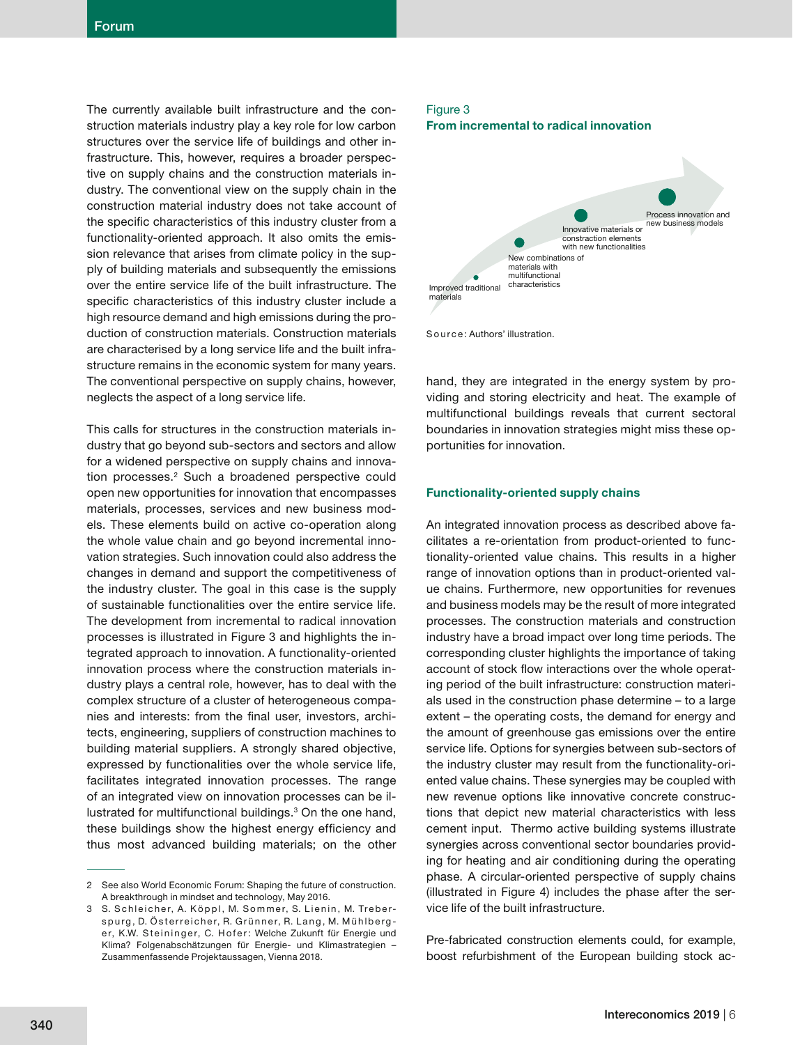The currently available built infrastructure and the construction materials industry play a key role for low carbon structures over the service life of buildings and other infrastructure. This, however, requires a broader perspective on supply chains and the construction materials industry. The conventional view on the supply chain in the construction material industry does not take account of the specific characteristics of this industry cluster from a functionality-oriented approach. It also omits the emission relevance that arises from climate policy in the supply of building materials and subsequently the emissions over the entire service life of the built infrastructure. The specific characteristics of this industry cluster include a high resource demand and high emissions during the production of construction materials. Construction materials are characterised by a long service life and the built infrastructure remains in the economic system for many years. The conventional perspective on supply chains, however, neglects the aspect of a long service life.

This calls for structures in the construction materials industry that go beyond sub-sectors and sectors and allow for a widened perspective on supply chains and innovation processes.[2] Such a broadened perspective could open new opportunities for innovation that encompasses materials, processes, services and new business models. These elements build on active co-operation along the whole value chain and go beyond incremental innovation strategies. Such innovation could also address the changes in demand and support the competitiveness of the industry cluster. The goal in this case is the supply of sustainable functionalities over the entire service life. The development from incremental to radical innovation processes is illustrated in Figure 3 and highlights the integrated approach to innovation. A functionality-oriented innovation process where the construction materials industry plays a central role, however, has to deal with the complex structure of a cluster of heterogeneous companies and interests: from the final user, investors, architects, engineering, suppliers of construction machines to building material suppliers. A strongly shared objective, expressed by functionalities over the whole service life, facilitates integrated innovation processes. The range of an integrated view on innovation processes can be illustrated for multifunctional buildings.[3] On the one hand, these buildings show the highest energy efficiency and thus most advanced building materials; on the other hand, they are integrated in the energy system by providing and storing electricity and heat. The example of multifunctional buildings reveals that current sectoral boundaries in innovation strategies might miss these opportunities for innovation.

**Figure 3**
**From incremental to radical innovation**

Improved traditional materials

New combinations of materials with multifunctional characteristics

Innovative materials or constraction elements with new functionalities

Process innovation and new business models

Source: Authors' illustration.

### Functionality-oriented supply chains

An integrated innovation process as described above facilitates a re-orientation from product-oriented to functionality-oriented value chains. This results in a higher range of innovation options than in product-oriented value chains. Furthermore, new opportunities for revenues and business models may be the result of more integrated processes. The construction materials and construction industry have a broad impact over long time periods. The corresponding cluster highlights the importance of taking account of stock flow interactions over the whole operating period of the built infrastructure: construction materials used in the construction phase determine – to a large extent – the operating costs, the demand for energy and the amount of greenhouse gas emissions over the entire service life. Options for synergies between sub-sectors of the industry cluster may result from the functionality-oriented value chains. These synergies may be coupled with new revenue options like innovative concrete constructions that depict new material characteristics with less cement input. Thermo active building systems illustrate synergies across conventional sector boundaries providing for heating and air conditioning during the operating phase. A circular-oriented perspective of supply chains (illustrated in Figure 4) includes the phase after the service life of the built infrastructure.

Pre-fabricated construction elements could, for example, boost refurbishment of the European building stock ac-

---

2 See also World Economic Forum: Shaping the future of construction. A breakthrough in mindset and technology, May 2016.

3 S. Schleicher, A. Köppl, M. Sommer, S. Lienin, M. Treberspurg, D. Österreicher, R. Grünner, R. Lang, M. Mühlberger, K.W. Steininger, C. Hofer: Welche Zukunft für Energie und Klima? Folgenabschätzungen für Energie- und Klimastrategien – Zusammenfassende Projektaussagen, Vienna 2018.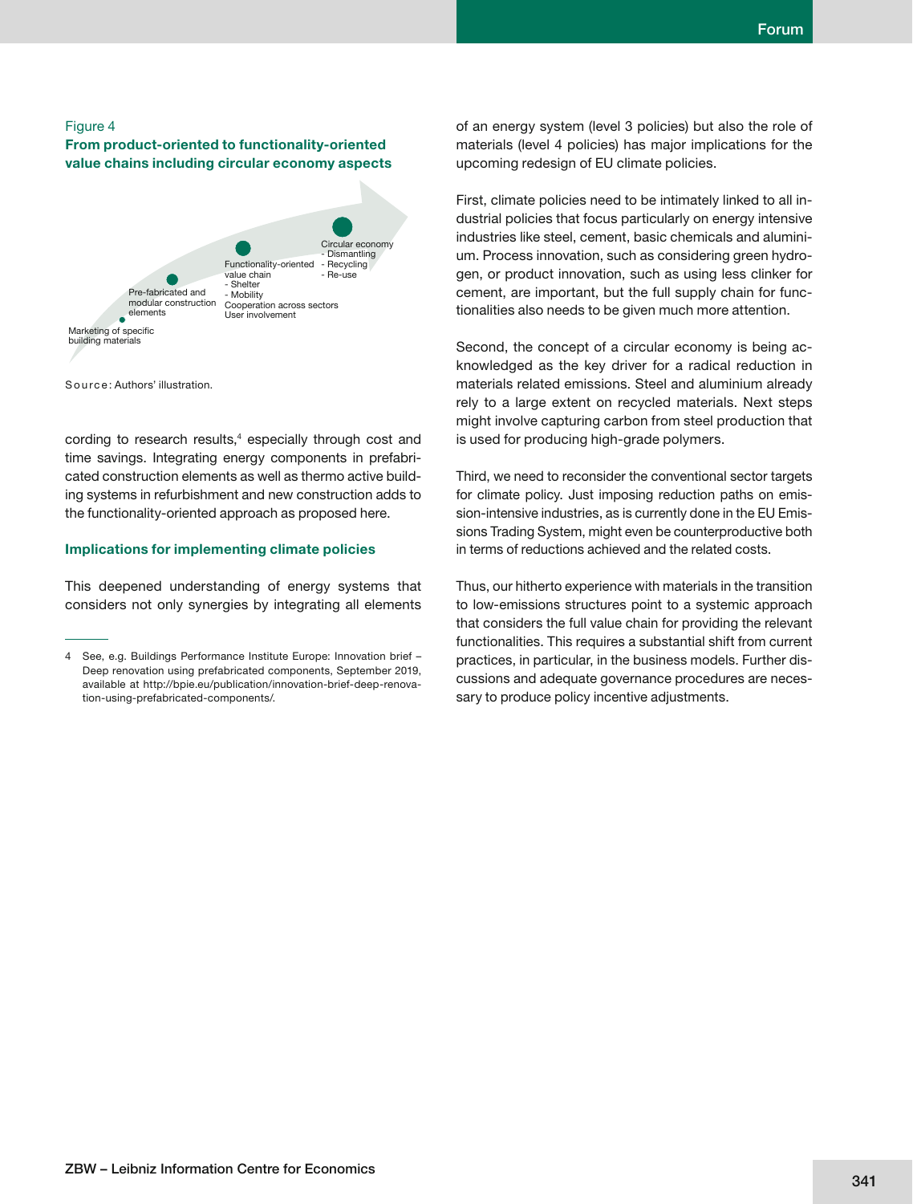Figure 4

**From product-oriented to functionality-oriented value chains including circular economy aspects**

Circular economy
- Dismantling
- Recycling
- Re-use

Functionality-oriented value chain
- Shelter
- Mobility

Cooperation across sectors
User involvement

Pre-fabricated and modular construction elements

Marketing of specific building materials

Source: Authors' illustration.

cording to research results,[4] especially through cost and time savings. Integrating energy components in prefabricated construction elements as well as thermo active building systems in refurbishment and new construction adds to the functionality-oriented approach as proposed here.

### Implications for implementing climate policies

This deepened understanding of energy systems that considers not only synergies by integrating all elements of an energy system (level 3 policies) but also the role of materials (level 4 policies) has major implications for the upcoming redesign of EU climate policies.

First, climate policies need to be intimately linked to all industrial policies that focus particularly on energy intensive industries like steel, cement, basic chemicals and aluminium. Process innovation, such as considering green hydrogen, or product innovation, such as using less clinker for cement, are important, but the full supply chain for functionalities also needs to be given much more attention.

Second, the concept of a circular economy is being acknowledged as the key driver for a radical reduction in materials related emissions. Steel and aluminium already rely to a large extent on recycled materials. Next steps might involve capturing carbon from steel production that is used for producing high-grade polymers.

Third, we need to reconsider the conventional sector targets for climate policy. Just imposing reduction paths on emission-intensive industries, as is currently done in the EU Emissions Trading System, might even be counterproductive both in terms of reductions achieved and the related costs.

Thus, our hitherto experience with materials in the transition to low-emissions structures point to a systemic approach that considers the full value chain for providing the relevant functionalities. This requires a substantial shift from current practices, in particular, in the business models. Further discussions and adequate governance procedures are necessary to produce policy incentive adjustments.

---

4 See, e.g. Buildings Performance Institute Europe: Innovation brief – Deep renovation using prefabricated components, September 2019, available at http://bpie.eu/publication/innovation-brief-deep-renovation-using-prefabricated-components/.